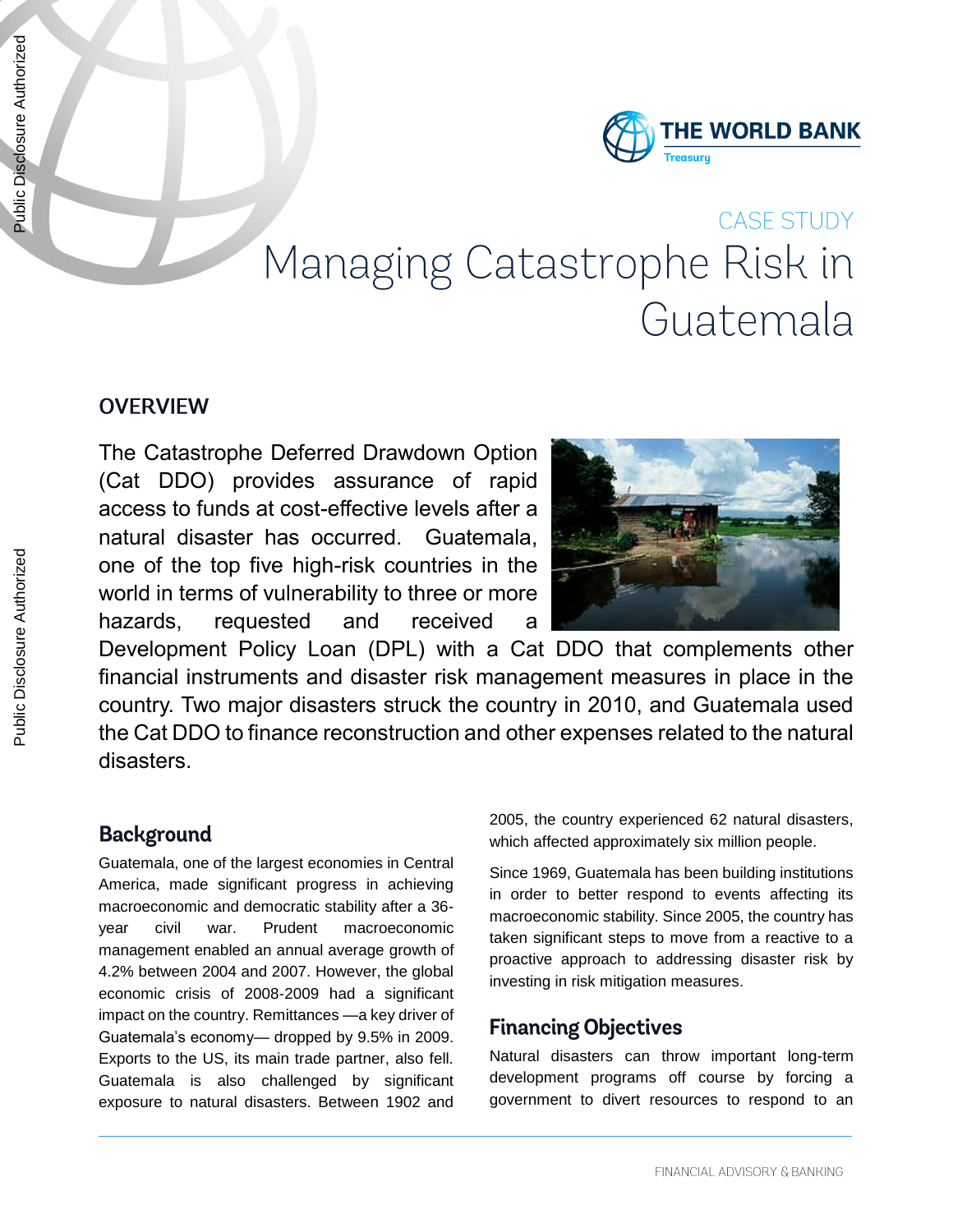CASE STUDY

# Managing Catastrophe Risk in Guatemala

## OVERVIEW

The Catastrophe Deferred Drawdown Option (Cat DDO) provides assurance of rapid access to funds at cost-effective levels after a natural disaster has occurred. Guatemala, one of the top five high-risk countries in the world in terms of vulnerability to three or more hazards, requested and received a Development Policy Loan (DPL) with a Cat DDO that complements other financial instruments and disaster risk management measures in place in the country. Two major disasters struck the country in 2010, and Guatemala used the Cat DDO to finance reconstruction and other expenses related to the natural disasters.

## Background

Guatemala, one of the largest economies in Central America, made significant progress in achieving macroeconomic and democratic stability after a 36-year civil war. Prudent macroeconomic management enabled an annual average growth of 4.2% between 2004 and 2007. However, the global economic crisis of 2008-2009 had a significant impact on the country. Remittances —a key driver of Guatemala's economy— dropped by 9.5% in 2009. Exports to the US, its main trade partner, also fell. Guatemala is also challenged by significant exposure to natural disasters. Between 1902 and 2005, the country experienced 62 natural disasters, which affected approximately six million people.

Since 1969, Guatemala has been building institutions in order to better respond to events affecting its macroeconomic stability. Since 2005, the country has taken significant steps to move from a reactive to a proactive approach to addressing disaster risk by investing in risk mitigation measures.

## Financing Objectives

Natural disasters can throw important long-term development programs off course by forcing a government to divert resources to respond to an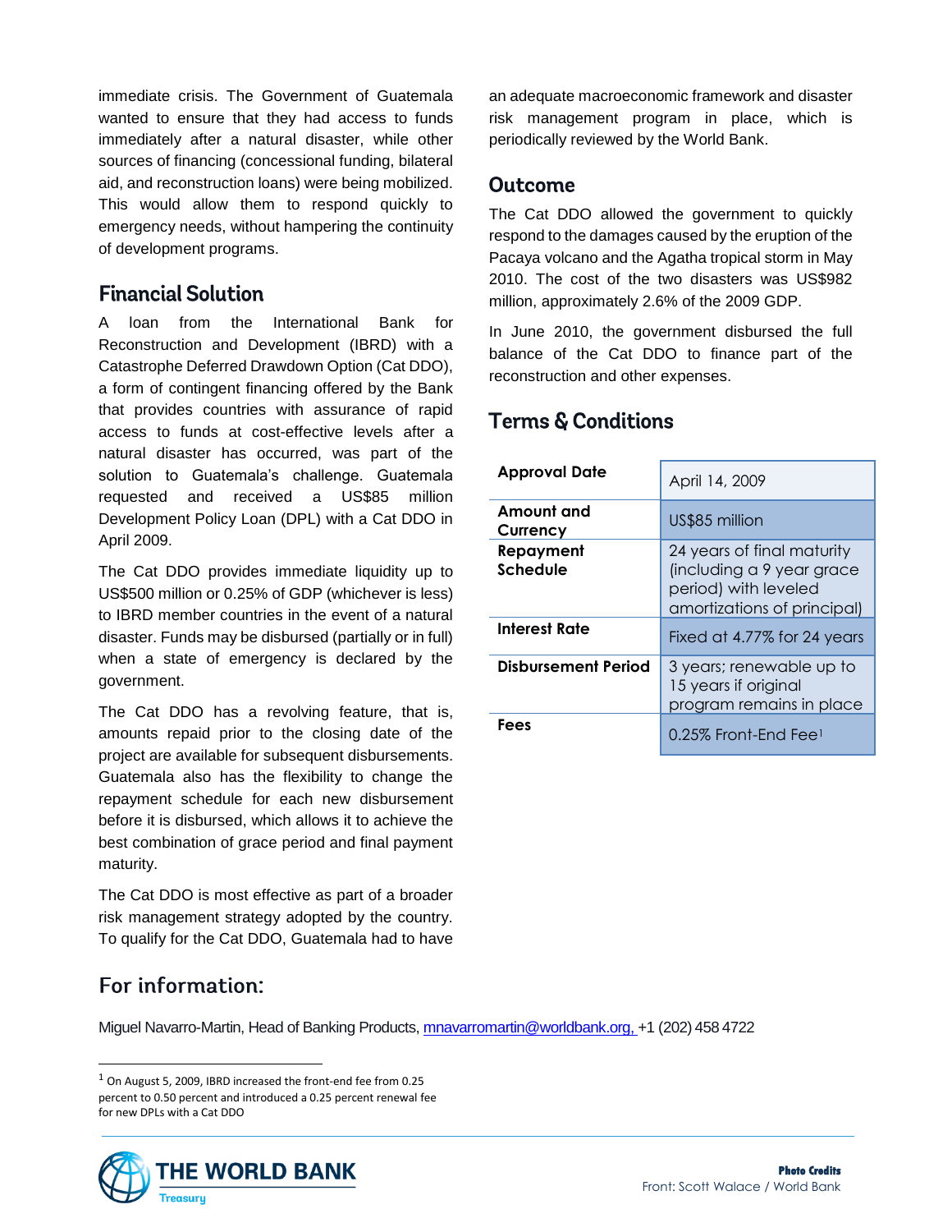immediate crisis. The Government of Guatemala wanted to ensure that they had access to funds immediately after a natural disaster, while other sources of financing (concessional funding, bilateral aid, and reconstruction loans) were being mobilized. This would allow them to respond quickly to emergency needs, without hampering the continuity of development programs.

## Financial Solution

A loan from the International Bank for Reconstruction and Development (IBRD) with a Catastrophe Deferred Drawdown Option (Cat DDO), a form of contingent financing offered by the Bank that provides countries with assurance of rapid access to funds at cost-effective levels after a natural disaster has occurred, was part of the solution to Guatemala's challenge. Guatemala requested and received a US$85 million Development Policy Loan (DPL) with a Cat DDO in April 2009.

The Cat DDO provides immediate liquidity up to US$500 million or 0.25% of GDP (whichever is less) to IBRD member countries in the event of a natural disaster. Funds may be disbursed (partially or in full) when a state of emergency is declared by the government.

The Cat DDO has a revolving feature, that is, amounts repaid prior to the closing date of the project are available for subsequent disbursements. Guatemala also has the flexibility to change the repayment schedule for each new disbursement before it is disbursed, which allows it to achieve the best combination of grace period and final payment maturity.

The Cat DDO is most effective as part of a broader risk management strategy adopted by the country. To qualify for the Cat DDO, Guatemala had to have an adequate macroeconomic framework and disaster risk management program in place, which is periodically reviewed by the World Bank.

## Outcome

The Cat DDO allowed the government to quickly respond to the damages caused by the eruption of the Pacaya volcano and the Agatha tropical storm in May 2010. The cost of the two disasters was US$982 million, approximately 2.6% of the 2009 GDP.

In June 2010, the government disbursed the full balance of the Cat DDO to finance part of the reconstruction and other expenses.

## Terms & Conditions

| | |
|---|---|
| **Approval Date** | April 14, 2009 |
| **Amount and Currency** | US$85 million |
| **Repayment Schedule** | 24 years of final maturity (including a 9 year grace period) with leveled amortizations of principal) |
| **Interest Rate** | Fixed at 4.77% for 24 years |
| **Disbursement Period** | 3 years; renewable up to 15 years if original program remains in place |
| **Fees** | 0.25% Front-End Fee[1] |

## For information:

Miguel Navarro-Martin, Head of Banking Products, mnavarromartin@worldbank.org, +1 (202) 458 4722

[1] On August 5, 2009, IBRD increased the front-end fee from 0.25 percent to 0.50 percent and introduced a 0.25 percent renewal fee for new DPLs with a Cat DDO

THE WORLD BANK Treasury

**Photo Credits**
Front: Scott Walace / World Bank